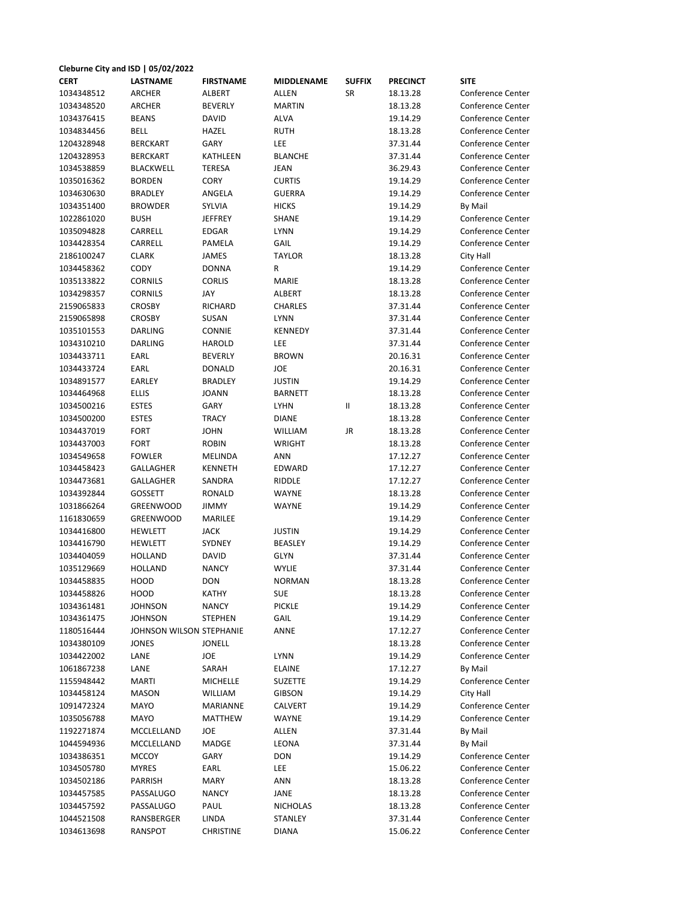**Cleburne City and ISD | 05/02/2022**

| CERT | LASTNAME | FIRSTNAME | MIDDLENAME | SUFFIX | PRECINCT | SITE |
|---|---|---|---|---|---|---|
| 1034348512 | ARCHER | ALBERT | ALLEN | SR | 18.13.28 | Conference Center |
| 1034348520 | ARCHER | BEVERLY | MARTIN | | 18.13.28 | Conference Center |
| 1034376415 | BEANS | DAVID | ALVA | | 19.14.29 | Conference Center |
| 1034834456 | BELL | HAZEL | RUTH | | 18.13.28 | Conference Center |
| 1204328948 | BERCKART | GARY | LEE | | 37.31.44 | Conference Center |
| 1204328953 | BERCKART | KATHLEEN | BLANCHE | | 37.31.44 | Conference Center |
| 1034538859 | BLACKWELL | TERESA | JEAN | | 36.29.43 | Conference Center |
| 1035016362 | BORDEN | CORY | CURTIS | | 19.14.29 | Conference Center |
| 1034630630 | BRADLEY | ANGELA | GUERRA | | 19.14.29 | Conference Center |
| 1034351400 | BROWDER | SYLVIA | HICKS | | 19.14.29 | By Mail |
| 1022861020 | BUSH | JEFFREY | SHANE | | 19.14.29 | Conference Center |
| 1035094828 | CARRELL | EDGAR | LYNN | | 19.14.29 | Conference Center |
| 1034428354 | CARRELL | PAMELA | GAIL | | 19.14.29 | Conference Center |
| 2186100247 | CLARK | JAMES | TAYLOR | | 18.13.28 | City Hall |
| 1034458362 | CODY | DONNA | R | | 19.14.29 | Conference Center |
| 1035133822 | CORNILS | CORLIS | MARIE | | 18.13.28 | Conference Center |
| 1034298357 | CORNILS | JAY | ALBERT | | 18.13.28 | Conference Center |
| 2159065833 | CROSBY | RICHARD | CHARLES | | 37.31.44 | Conference Center |
| 2159065898 | CROSBY | SUSAN | LYNN | | 37.31.44 | Conference Center |
| 1035101553 | DARLING | CONNIE | KENNEDY | | 37.31.44 | Conference Center |
| 1034310210 | DARLING | HAROLD | LEE | | 37.31.44 | Conference Center |
| 1034433711 | EARL | BEVERLY | BROWN | | 20.16.31 | Conference Center |
| 1034433724 | EARL | DONALD | JOE | | 20.16.31 | Conference Center |
| 1034891577 | EARLEY | BRADLEY | JUSTIN | | 19.14.29 | Conference Center |
| 1034464968 | ELLIS | JOANN | BARNETT | | 18.13.28 | Conference Center |
| 1034500216 | ESTES | GARY | LYHN | II | 18.13.28 | Conference Center |
| 1034500200 | ESTES | TRACY | DIANE | | 18.13.28 | Conference Center |
| 1034437019 | FORT | JOHN | WILLIAM | JR | 18.13.28 | Conference Center |
| 1034437003 | FORT | ROBIN | WRIGHT | | 18.13.28 | Conference Center |
| 1034549658 | FOWLER | MELINDA | ANN | | 17.12.27 | Conference Center |
| 1034458423 | GALLAGHER | KENNETH | EDWARD | | 17.12.27 | Conference Center |
| 1034473681 | GALLAGHER | SANDRA | RIDDLE | | 17.12.27 | Conference Center |
| 1034392844 | GOSSETT | RONALD | WAYNE | | 18.13.28 | Conference Center |
| 1031866264 | GREENWOOD | JIMMY | WAYNE | | 19.14.29 | Conference Center |
| 1161830659 | GREENWOOD | MARILEE | | | 19.14.29 | Conference Center |
| 1034416800 | HEWLETT | JACK | JUSTIN | | 19.14.29 | Conference Center |
| 1034416790 | HEWLETT | SYDNEY | BEASLEY | | 19.14.29 | Conference Center |
| 1034404059 | HOLLAND | DAVID | GLYN | | 37.31.44 | Conference Center |
| 1035129669 | HOLLAND | NANCY | WYLIE | | 37.31.44 | Conference Center |
| 1034458835 | HOOD | DON | NORMAN | | 18.13.28 | Conference Center |
| 1034458826 | HOOD | KATHY | SUE | | 18.13.28 | Conference Center |
| 1034361481 | JOHNSON | NANCY | PICKLE | | 19.14.29 | Conference Center |
| 1034361475 | JOHNSON | STEPHEN | GAIL | | 19.14.29 | Conference Center |
| 1180516444 | JOHNSON WILSON | STEPHANIE | ANNE | | 17.12.27 | Conference Center |
| 1034380109 | JONES | JONELL | | | 18.13.28 | Conference Center |
| 1034422002 | LANE | JOE | LYNN | | 19.14.29 | Conference Center |
| 1061867238 | LANE | SARAH | ELAINE | | 17.12.27 | By Mail |
| 1155948442 | MARTI | MICHELLE | SUZETTE | | 19.14.29 | Conference Center |
| 1034458124 | MASON | WILLIAM | GIBSON | | 19.14.29 | City Hall |
| 1091472324 | MAYO | MARIANNE | CALVERT | | 19.14.29 | Conference Center |
| 1035056788 | MAYO | MATTHEW | WAYNE | | 19.14.29 | Conference Center |
| 1192271874 | MCCLELLAND | JOE | ALLEN | | 37.31.44 | By Mail |
| 1044594936 | MCCLELLAND | MADGE | LEONA | | 37.31.44 | By Mail |
| 1034386351 | MCCOY | GARY | DON | | 19.14.29 | Conference Center |
| 1034505780 | MYRES | EARL | LEE | | 15.06.22 | Conference Center |
| 1034502186 | PARRISH | MARY | ANN | | 18.13.28 | Conference Center |
| 1034457585 | PASSALUGO | NANCY | JANE | | 18.13.28 | Conference Center |
| 1034457592 | PASSALUGO | PAUL | NICHOLAS | | 18.13.28 | Conference Center |
| 1044521508 | RANSBERGER | LINDA | STANLEY | | 37.31.44 | Conference Center |
| 1034613698 | RANSPOT | CHRISTINE | DIANA | | 15.06.22 | Conference Center |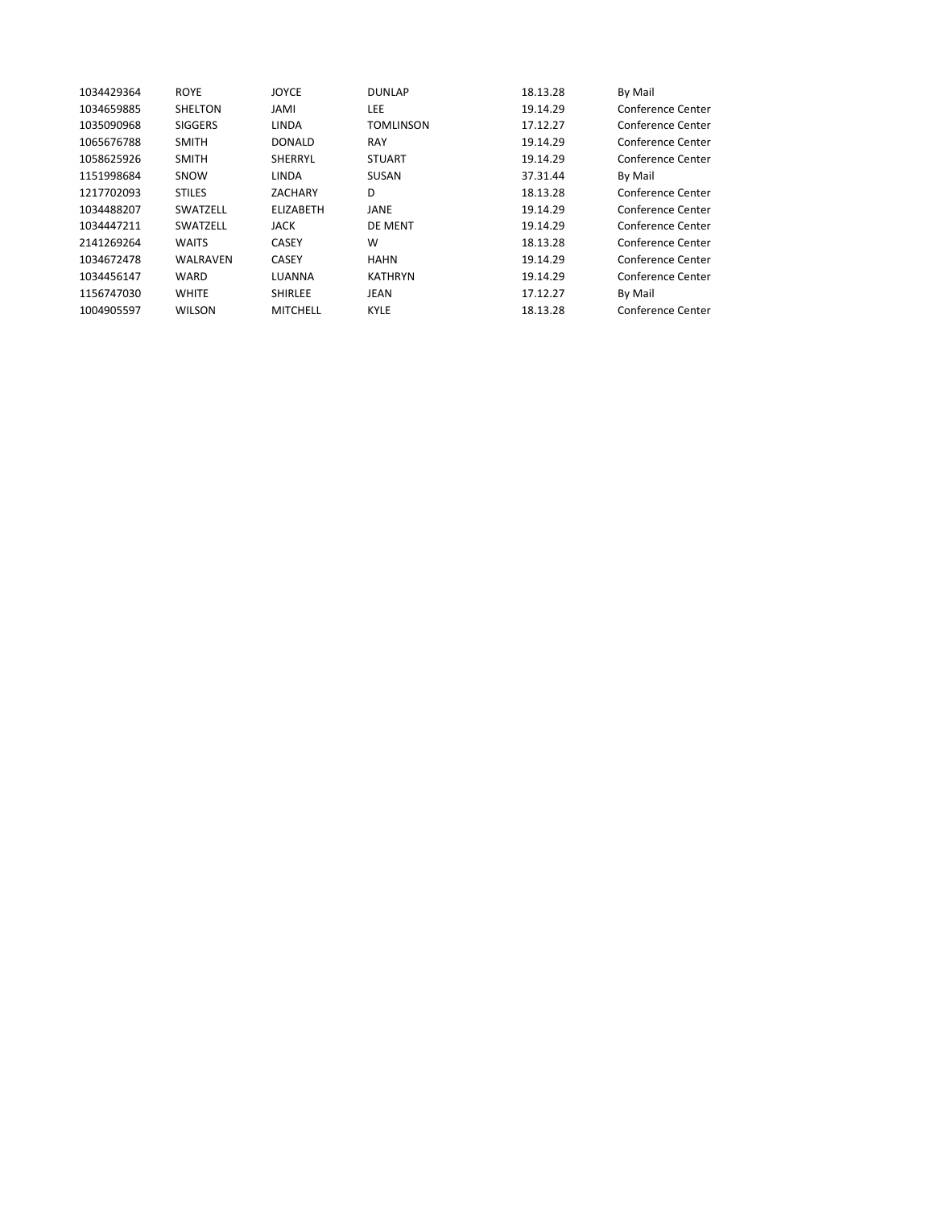| | | | | | |
|---|---|---|---|---|---|
| 1034429364 | ROYE | JOYCE | DUNLAP | 18.13.28 | By Mail |
| 1034659885 | SHELTON | JAMI | LEE | 19.14.29 | Conference Center |
| 1035090968 | SIGGERS | LINDA | TOMLINSON | 17.12.27 | Conference Center |
| 1065676788 | SMITH | DONALD | RAY | 19.14.29 | Conference Center |
| 1058625926 | SMITH | SHERRYL | STUART | 19.14.29 | Conference Center |
| 1151998684 | SNOW | LINDA | SUSAN | 37.31.44 | By Mail |
| 1217702093 | STILES | ZACHARY | D | 18.13.28 | Conference Center |
| 1034488207 | SWATZELL | ELIZABETH | JANE | 19.14.29 | Conference Center |
| 1034447211 | SWATZELL | JACK | DE MENT | 19.14.29 | Conference Center |
| 2141269264 | WAITS | CASEY | W | 18.13.28 | Conference Center |
| 1034672478 | WALRAVEN | CASEY | HAHN | 19.14.29 | Conference Center |
| 1034456147 | WARD | LUANNA | KATHRYN | 19.14.29 | Conference Center |
| 1156747030 | WHITE | SHIRLEE | JEAN | 17.12.27 | By Mail |
| 1004905597 | WILSON | MITCHELL | KYLE | 18.13.28 | Conference Center |